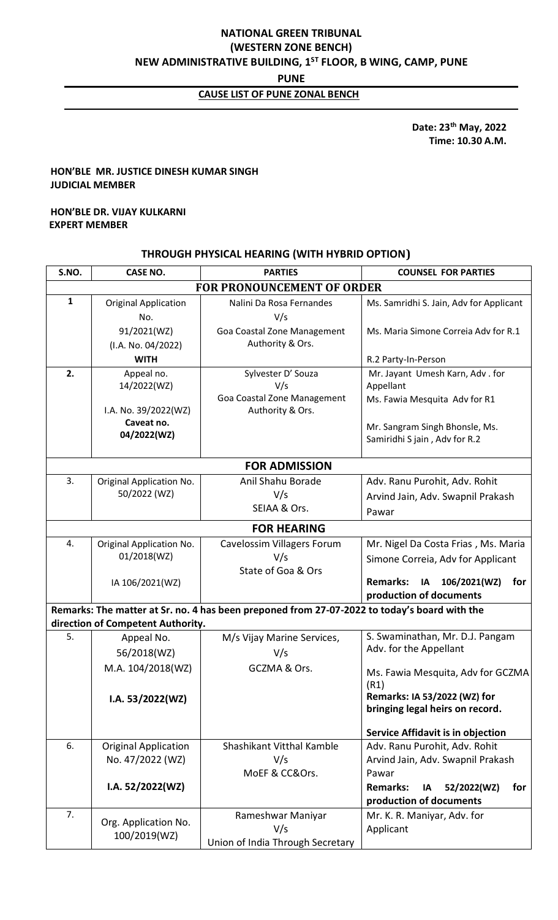**NATIONAL GREEN TRIBUNAL**
**(WESTERN ZONE BENCH)**
**NEW ADMINISTRATIVE BUILDING, 1ST FLOOR, B WING, CAMP, PUNE**
**PUNE**

**CAUSE LIST OF PUNE ZONAL BENCH**

**Date: 23th May, 2022**
**Time: 10.30 A.M.**

**HON'BLE MR. JUSTICE DINESH KUMAR SINGH**
**JUDICIAL MEMBER**

**HON'BLE DR. VIJAY KULKARNI**
**EXPERT MEMBER**

**THROUGH PHYSICAL HEARING (WITH HYBRID OPTION)**

| S.NO. | CASE NO. | PARTIES | COUNSEL FOR PARTIES |
|---|---|---|---|
| **FOR PRONOUNCEMENT OF ORDER** | | | |
| 1 | Original Application No. 91/2021(WZ) (I.A. No. 04/2022) **WITH** | Nalini Da Rosa Fernandes V/s Goa Coastal Zone Management Authority & Ors. | Ms. Samridhi S. Jain, Adv for Applicant<br>Ms. Maria Simone Correia Adv for R.1<br>R.2 Party-In-Person |
| 2. | Appeal no. 14/2022(WZ)<br>I.A. No. 39/2022(WZ)<br>**Caveat no. 04/2022(WZ)** | Sylvester D' Souza V/s Goa Coastal Zone Management Authority & Ors. | Mr. Jayant Umesh Karn, Adv . for Appellant<br>Ms. Fawia Mesquita Adv for R1<br>Mr. Sangram Singh Bhonsle, Ms. Samiridhi S jain , Adv for R.2 |
| **FOR ADMISSION** | | | |
| 3. | Original Application No. 50/2022 (WZ) | Anil Shahu Borade V/s SEIAA & Ors. | Adv. Ranu Purohit, Adv. Rohit Arvind Jain, Adv. Swapnil Prakash Pawar |
| **FOR HEARING** | | | |
| 4. | Original Application No. 01/2018(WZ)<br>IA 106/2021(WZ) | Cavelossim Villagers Forum V/s State of Goa & Ors | Mr. Nigel Da Costa Frias , Ms. Maria Simone Correia, Adv for Applicant<br>**Remarks: IA 106/2021(WZ) for production of documents** |
| **Remarks: The matter at Sr. no. 4 has been preponed from 27-07-2022 to today's board with the direction of Competent Authority.** | | | |
| 5. | Appeal No. 56/2018(WZ)<br>M.A. 104/2018(WZ)<br>**I.A. 53/2022(WZ)** | M/s Vijay Marine Services, V/s GCZMA & Ors. | S. Swaminathan, Mr. D.J. Pangam Adv. for the Appellant<br>Ms. Fawia Mesquita, Adv for GCZMA (R1)<br>**Remarks: IA 53/2022 (WZ) for bringing legal heirs on record.**<br>**Service Affidavit is in objection** |
| 6. | Original Application No. 47/2022 (WZ)<br>**I.A. 52/2022(WZ)** | Shashikant Vitthal Kamble V/s MoEF & CC&Ors. | Adv. Ranu Purohit, Adv. Rohit Arvind Jain, Adv. Swapnil Prakash Pawar<br>**Remarks: IA 52/2022(WZ) for production of documents** |
| 7. | Org. Application No. 100/2019(WZ) | Rameshwar Maniyar V/s Union of India Through Secretary | Mr. K. R. Maniyar, Adv. for Applicant |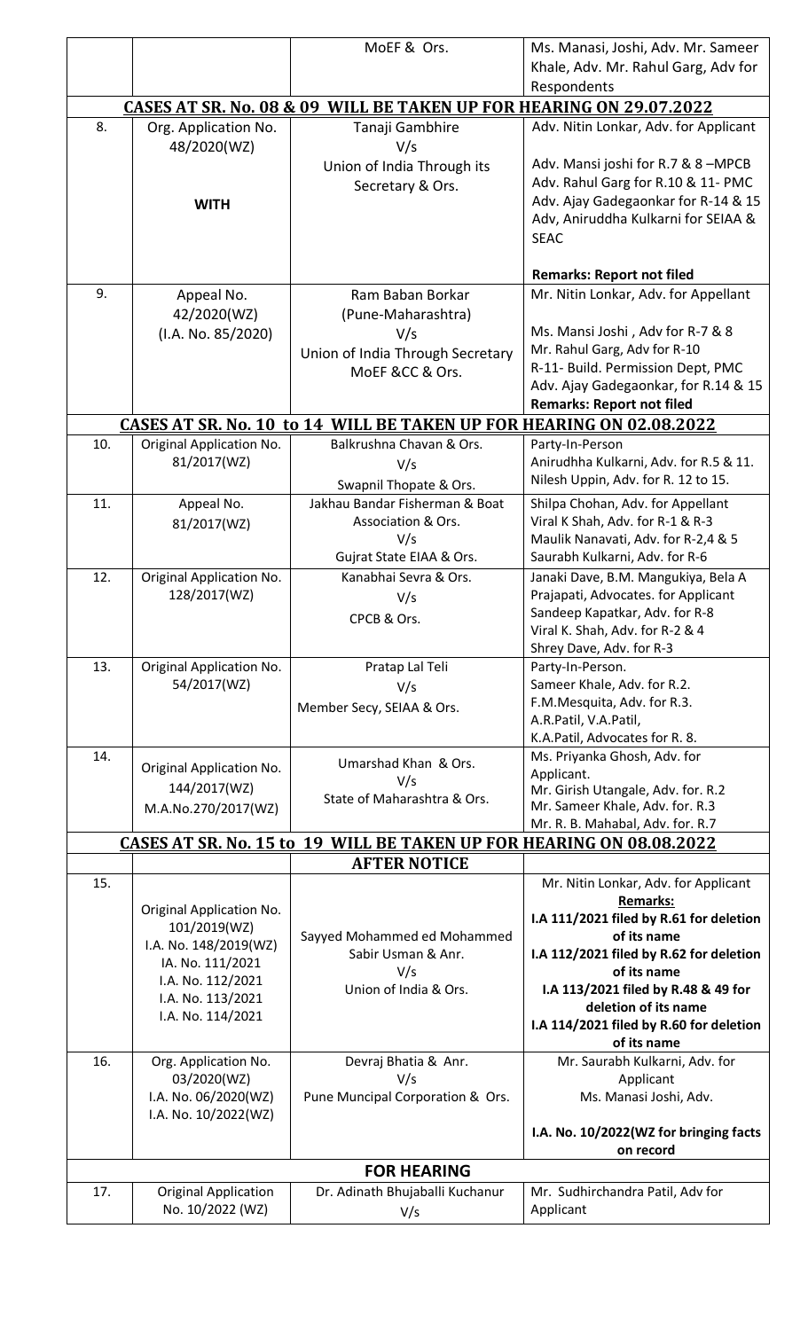| | | | |
|---|---|---|---|
| | | MoEF & Ors. | Ms. Manasi, Joshi, Adv. Mr. Sameer Khale, Adv. Mr. Rahul Garg, Adv for Respondents |
| **CASES AT SR. No. 08 & 09 WILL BE TAKEN UP FOR HEARING ON 29.07.2022** | | | |
| 8. | Org. Application No. 48/2020(WZ)<br><br>**WITH** | Tanaji Gambhire<br>V/s<br>Union of India Through its Secretary & Ors. | Adv. Nitin Lonkar, Adv. for Applicant<br><br>Adv. Mansi joshi for R.7 & 8 –MPCB<br>Adv. Rahul Garg for R.10 & 11- PMC<br>Adv. Ajay Gadegaonkar for R-14 & 15<br>Adv, Aniruddha Kulkarni for SEIAA & SEAC<br><br>**Remarks: Report not filed** |
| 9. | Appeal No. 42/2020(WZ)<br>(I.A. No. 85/2020) | Ram Baban Borkar<br>(Pune-Maharashtra)<br>V/s<br>Union of India Through Secretary MoEF &CC & Ors. | Mr. Nitin Lonkar, Adv. for Appellant<br><br>Ms. Mansi Joshi , Adv for R-7 & 8<br>Mr. Rahul Garg, Adv for R-10<br>R-11- Build. Permission Dept, PMC<br>Adv. Ajay Gadegaonkar, for R.14 & 15<br>**Remarks: Report not filed** |
| **CASES AT SR. No. 10 to 14 WILL BE TAKEN UP FOR HEARING ON 02.08.2022** | | | |
| 10. | Original Application No. 81/2017(WZ) | Balkrushna Chavan & Ors.<br>V/s<br>Swapnil Thopate & Ors. | Party-In-Person<br>Anirudhha Kulkarni, Adv. for R.5 & 11.<br>Nilesh Uppin, Adv. for R. 12 to 15. |
| 11. | Appeal No. 81/2017(WZ) | Jakhau Bandar Fisherman & Boat Association & Ors.<br>V/s<br>Gujrat State EIAA & Ors. | Shilpa Chohan, Adv. for Appellant<br>Viral K Shah, Adv. for R-1 & R-3<br>Maulik Nanavati, Adv. for R-2,4 & 5<br>Saurabh Kulkarni, Adv. for R-6 |
| 12. | Original Application No. 128/2017(WZ) | Kanabhai Sevra & Ors.<br>V/s<br>CPCB & Ors. | Janaki Dave, B.M. Mangukiya, Bela A Prajapati, Advocates. for Applicant<br>Sandeep Kapatkar, Adv. for R-8<br>Viral K. Shah, Adv. for R-2 & 4<br>Shrey Dave, Adv. for R-3 |
| 13. | Original Application No. 54/2017(WZ) | Pratap Lal Teli<br>V/s<br>Member Secy, SEIAA & Ors. | Party-In-Person.<br>Sameer Khale, Adv. for R.2.<br>F.M.Mesquita, Adv. for R.3.<br>A.R.Patil, V.A.Patil, K.A.Patil, Advocates for R. 8. |
| 14. | Original Application No. 144/2017(WZ)<br>M.A.No.270/2017(WZ) | Umarshad Khan & Ors.<br>V/s<br>State of Maharashtra & Ors. | Ms. Priyanka Ghosh, Adv. for Applicant.<br>Mr. Girish Utangale, Adv. for. R.2<br>Mr. Sameer Khale, Adv. for. R.3<br>Mr. R. B. Mahabal, Adv. for. R.7 |
| **CASES AT SR. No. 15 to 19 WILL BE TAKEN UP FOR HEARING ON 08.08.2022** | | | |
| | | **AFTER NOTICE** | |
| 15. | Original Application No. 101/2019(WZ)<br>I.A. No. 148/2019(WZ)<br>IA. No. 111/2021<br>I.A. No. 112/2021<br>I.A. No. 113/2021<br>I.A. No. 114/2021 | Sayyed Mohammed ed Mohammed Sabir Usman & Anr.<br>V/s<br>Union of India & Ors. | Mr. Nitin Lonkar, Adv. for Applicant<br>**Remarks:**<br>**I.A 111/2021 filed by R.61 for deletion of its name**<br>**I.A 112/2021 filed by R.62 for deletion of its name**<br>**I.A 113/2021 filed by R.48 & 49 for deletion of its name**<br>**I.A 114/2021 filed by R.60 for deletion of its name** |
| 16. | Org. Application No. 03/2020(WZ)<br>I.A. No. 06/2020(WZ)<br>I.A. No. 10/2022(WZ) | Devraj Bhatia & Anr.<br>V/s<br>Pune Muncipal Corporation & Ors. | Mr. Saurabh Kulkarni, Adv. for Applicant<br>Ms. Manasi Joshi, Adv.<br><br>**I.A. No. 10/2022(WZ for bringing facts on record** |
| | | **FOR HEARING** | |
| 17. | Original Application No. 10/2022 (WZ) | Dr. Adinath Bhujaballi Kuchanur<br>V/s | Mr. Sudhirchandra Patil, Adv for Applicant |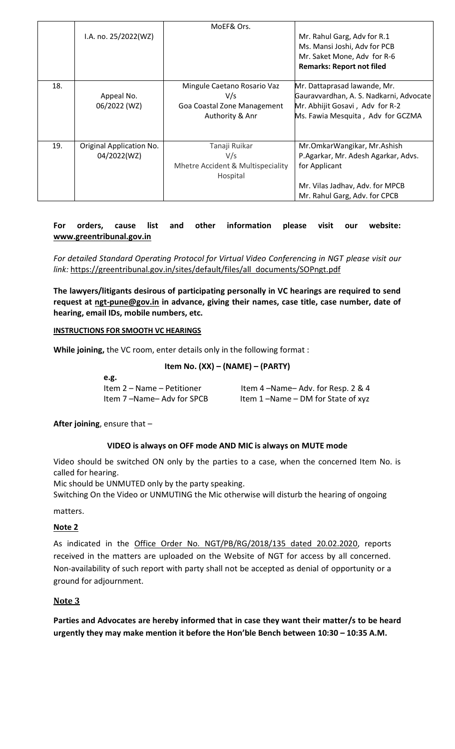| | | | |
|---|---|---|---|
| | I.A. no. 25/2022(WZ) | MoEF& Ors. | Mr. Rahul Garg, Adv for R.1<br>Ms. Mansi Joshi, Adv for PCB<br>Mr. Saket Mone, Adv for R-6<br>**Remarks: Report not filed** |
| 18. | Appeal No.<br>06/2022 (WZ) | Mingule Caetano Rosario Vaz<br>V/s<br>Goa Coastal Zone Management Authority & Anr | Mr. Dattaprasad lawande, Mr. Gauravvardhan, A. S. Nadkarni, Advocate<br>Mr. Abhijit Gosavi , Adv for R-2<br>Ms. Fawia Mesquita , Adv for GCZMA |
| 19. | Original Application No. 04/2022(WZ) | Tanaji Ruikar<br>V/s<br>Mhetre Accident & Multispeciality Hospital | Mr.OmkarWangikar, Mr.Ashish P.Agarkar, Mr. Adesh Agarkar, Advs. for Applicant<br><br>Mr. Vilas Jadhav, Adv. for MPCB<br>Mr. Rahul Garg, Adv. for CPCB |

**For orders, cause list and other information please visit our website: www.greentribunal.gov.in**

*For detailed Standard Operating Protocol for Virtual Video Conferencing in NGT please visit our link:* https://greentribunal.gov.in/sites/default/files/all_documents/SOPngt.pdf

**The lawyers/litigants desirous of participating personally in VC hearings are required to send request at ngt-pune@gov.in in advance, giving their names, case title, case number, date of hearing, email IDs, mobile numbers, etc.**

**INSTRUCTIONS FOR SMOOTH VC HEARINGS**

**While joining,** the VC room, enter details only in the following format :

**Item No. (XX) – (NAME) – (PARTY)**

**e.g.**

Item 2 – Name – Petitioner　　　Item 4 –Name– Adv. for Resp. 2 & 4
Item 7 –Name– Adv for SPCB　　　Item 1 –Name – DM for State of xyz

**After joining**, ensure that –

**VIDEO is always on OFF mode AND MIC is always on MUTE mode**

Video should be switched ON only by the parties to a case, when the concerned Item No. is called for hearing.

Mic should be UNMUTED only by the party speaking.

Switching On the Video or UNMUTING the Mic otherwise will disturb the hearing of ongoing matters.

**Note 2**

As indicated in the Office Order No. NGT/PB/RG/2018/135 dated 20.02.2020, reports received in the matters are uploaded on the Website of NGT for access by all concerned. Non-availability of such report with party shall not be accepted as denial of opportunity or a ground for adjournment.

**Note 3**

**Parties and Advocates are hereby informed that in case they want their matter/s to be heard urgently they may make mention it before the Hon'ble Bench between 10:30 – 10:35 A.M.**